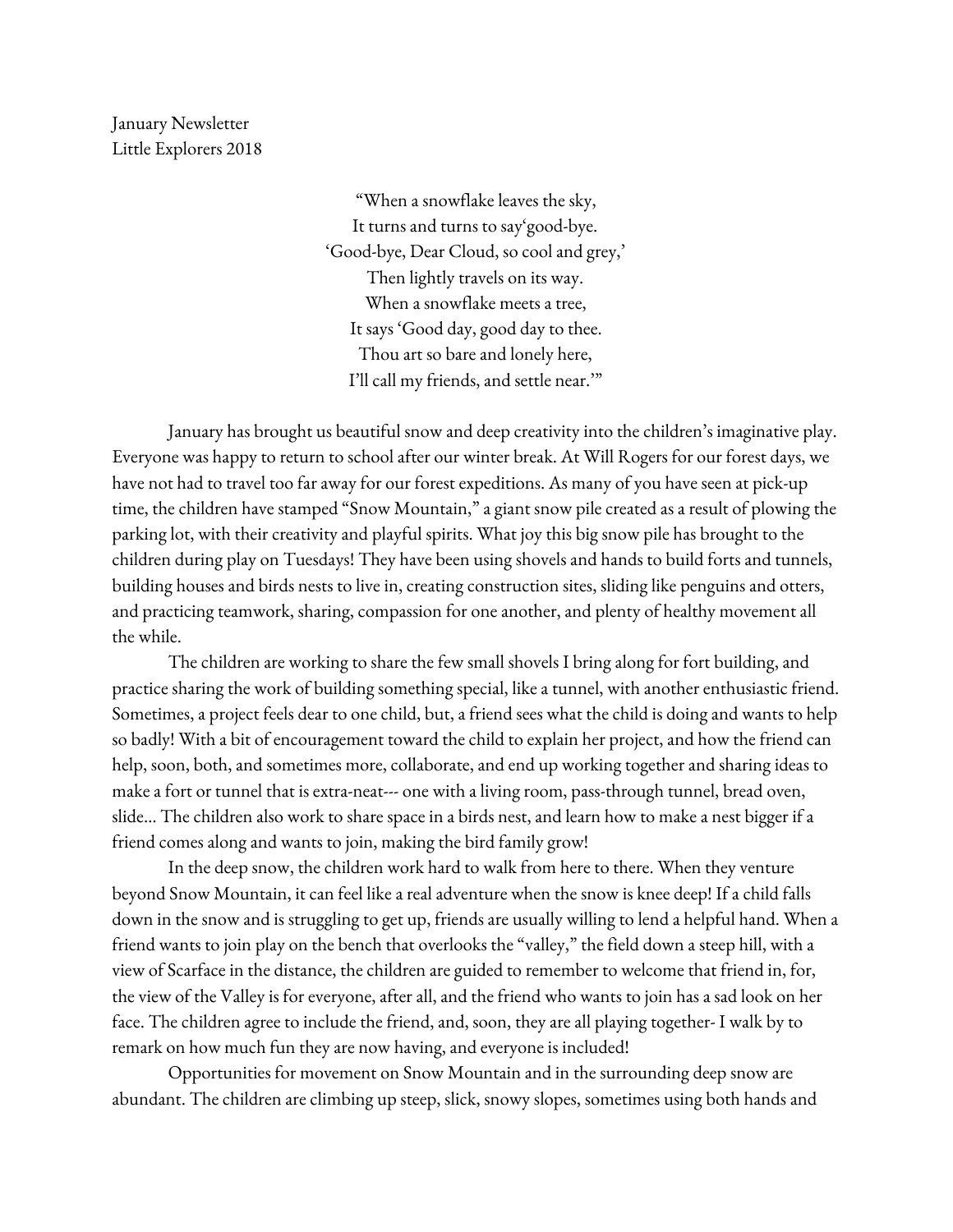January Newsletter
Little Explorers 2018

> "When a snowflake leaves the sky,
> It turns and turns to say'good-bye.
> 'Good-bye, Dear Cloud, so cool and grey,'
> Then lightly travels on its way.
> When a snowflake meets a tree,
> It says 'Good day, good day to thee.
> Thou art so bare and lonely here,
> I'll call my friends, and settle near.'"

January has brought us beautiful snow and deep creativity into the children's imaginative play. Everyone was happy to return to school after our winter break. At Will Rogers for our forest days, we have not had to travel too far away for our forest expeditions. As many of you have seen at pick-up time, the children have stamped "Snow Mountain," a giant snow pile created as a result of plowing the parking lot, with their creativity and playful spirits. What joy this big snow pile has brought to the children during play on Tuesdays! They have been using shovels and hands to build forts and tunnels, building houses and birds nests to live in, creating construction sites, sliding like penguins and otters, and practicing teamwork, sharing, compassion for one another, and plenty of healthy movement all the while.

The children are working to share the few small shovels I bring along for fort building, and practice sharing the work of building something special, like a tunnel, with another enthusiastic friend. Sometimes, a project feels dear to one child, but, a friend sees what the child is doing and wants to help so badly! With a bit of encouragement toward the child to explain her project, and how the friend can help, soon, both, and sometimes more, collaborate, and end up working together and sharing ideas to make a fort or tunnel that is extra-neat--- one with a living room, pass-through tunnel, bread oven, slide... The children also work to share space in a birds nest, and learn how to make a nest bigger if a friend comes along and wants to join, making the bird family grow!

In the deep snow, the children work hard to walk from here to there. When they venture beyond Snow Mountain, it can feel like a real adventure when the snow is knee deep! If a child falls down in the snow and is struggling to get up, friends are usually willing to lend a helpful hand. When a friend wants to join play on the bench that overlooks the "valley," the field down a steep hill, with a view of Scarface in the distance, the children are guided to remember to welcome that friend in, for, the view of the Valley is for everyone, after all, and the friend who wants to join has a sad look on her face. The children agree to include the friend, and, soon, they are all playing together- I walk by to remark on how much fun they are now having, and everyone is included!

Opportunities for movement on Snow Mountain and in the surrounding deep snow are abundant. The children are climbing up steep, slick, snowy slopes, sometimes using both hands and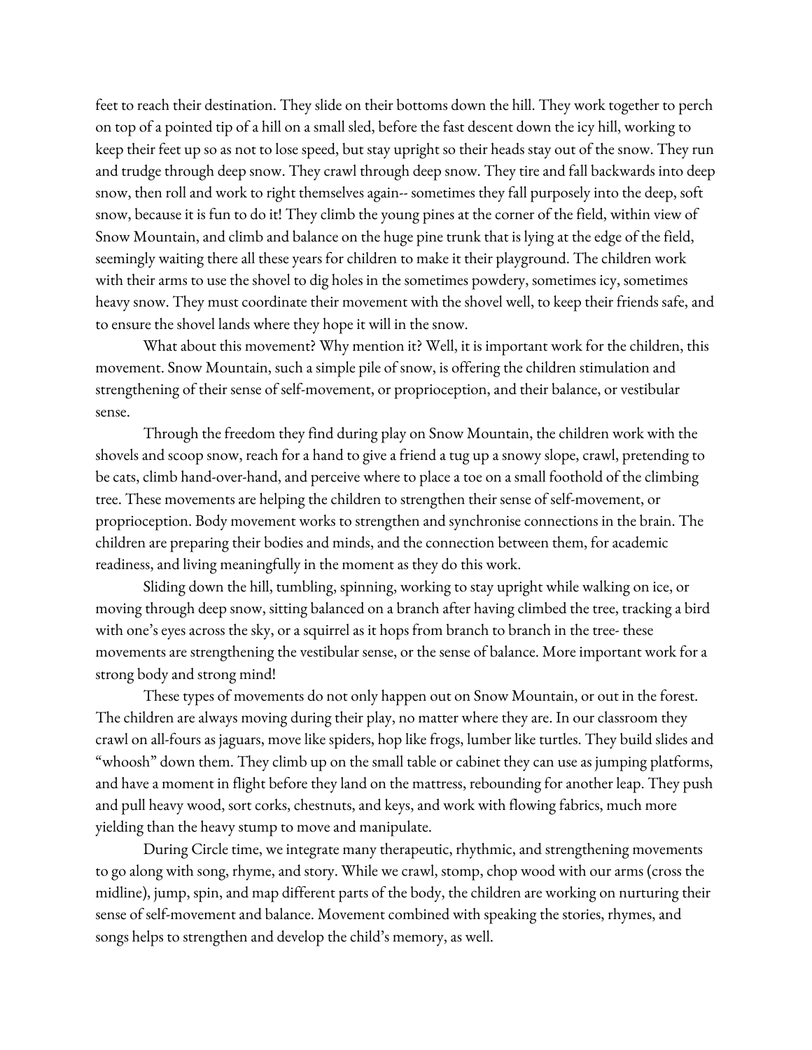feet to reach their destination. They slide on their bottoms down the hill. They work together to perch on top of a pointed tip of a hill on a small sled, before the fast descent down the icy hill, working to keep their feet up so as not to lose speed, but stay upright so their heads stay out of the snow. They run and trudge through deep snow. They crawl through deep snow. They tire and fall backwards into deep snow, then roll and work to right themselves again-- sometimes they fall purposely into the deep, soft snow, because it is fun to do it! They climb the young pines at the corner of the field, within view of Snow Mountain, and climb and balance on the huge pine trunk that is lying at the edge of the field, seemingly waiting there all these years for children to make it their playground. The children work with their arms to use the shovel to dig holes in the sometimes powdery, sometimes icy, sometimes heavy snow. They must coordinate their movement with the shovel well, to keep their friends safe, and to ensure the shovel lands where they hope it will in the snow.

What about this movement? Why mention it? Well, it is important work for the children, this movement. Snow Mountain, such a simple pile of snow, is offering the children stimulation and strengthening of their sense of self-movement, or proprioception, and their balance, or vestibular sense.

Through the freedom they find during play on Snow Mountain, the children work with the shovels and scoop snow, reach for a hand to give a friend a tug up a snowy slope, crawl, pretending to be cats, climb hand-over-hand, and perceive where to place a toe on a small foothold of the climbing tree. These movements are helping the children to strengthen their sense of self-movement, or proprioception. Body movement works to strengthen and synchronise connections in the brain. The children are preparing their bodies and minds, and the connection between them, for academic readiness, and living meaningfully in the moment as they do this work.

Sliding down the hill, tumbling, spinning, working to stay upright while walking on ice, or moving through deep snow, sitting balanced on a branch after having climbed the tree, tracking a bird with one's eyes across the sky, or a squirrel as it hops from branch to branch in the tree- these movements are strengthening the vestibular sense, or the sense of balance. More important work for a strong body and strong mind!

These types of movements do not only happen out on Snow Mountain, or out in the forest. The children are always moving during their play, no matter where they are. In our classroom they crawl on all-fours as jaguars, move like spiders, hop like frogs, lumber like turtles. They build slides and "whoosh" down them. They climb up on the small table or cabinet they can use as jumping platforms, and have a moment in flight before they land on the mattress, rebounding for another leap. They push and pull heavy wood, sort corks, chestnuts, and keys, and work with flowing fabrics, much more yielding than the heavy stump to move and manipulate.

During Circle time, we integrate many therapeutic, rhythmic, and strengthening movements to go along with song, rhyme, and story. While we crawl, stomp, chop wood with our arms (cross the midline), jump, spin, and map different parts of the body, the children are working on nurturing their sense of self-movement and balance. Movement combined with speaking the stories, rhymes, and songs helps to strengthen and develop the child's memory, as well.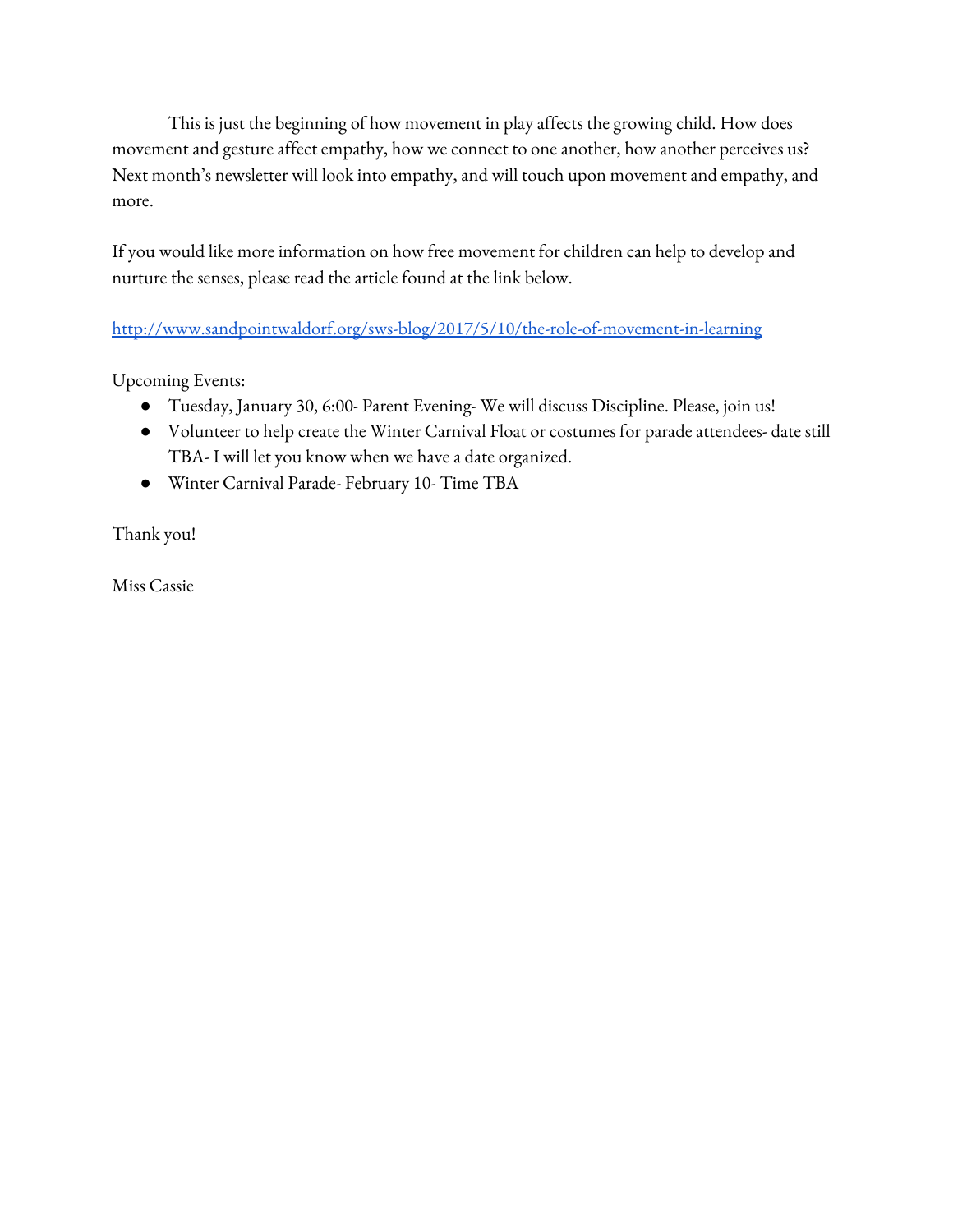This is just the beginning of how movement in play affects the growing child. How does movement and gesture affect empathy, how we connect to one another, how another perceives us? Next month's newsletter will look into empathy, and will touch upon movement and empathy, and more.

If you would like more information on how free movement for children can help to develop and nurture the senses, please read the article found at the link below.

[http://www.sandpointwaldorf.org/sws-blog/2017/5/10/the-role-of-movement-in-learning](http://www.sandpointwaldorf.org/sws-blog/2017/5/10/the-role-of-movement-in-learning)

Upcoming Events:

- Tuesday, January 30, 6:00- Parent Evening- We will discuss Discipline. Please, join us!
- Volunteer to help create the Winter Carnival Float or costumes for parade attendees- date still TBA- I will let you know when we have a date organized.
- Winter Carnival Parade- February 10- Time TBA

Thank you!

Miss Cassie